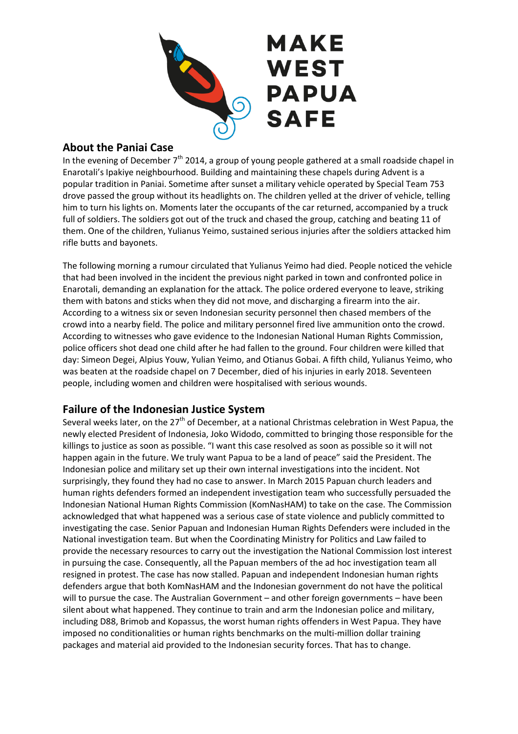MAKE WEST PAPUA SAFE

## About the Paniai Case

In the evening of December 7th 2014, a group of young people gathered at a small roadside chapel in Enarotali's Ipakiye neighbourhood. Building and maintaining these chapels during Advent is a popular tradition in Paniai. Sometime after sunset a military vehicle operated by Special Team 753 drove passed the group without its headlights on. The children yelled at the driver of vehicle, telling him to turn his lights on. Moments later the occupants of the car returned, accompanied by a truck full of soldiers. The soldiers got out of the truck and chased the group, catching and beating 11 of them. One of the children, Yulianus Yeimo, sustained serious injuries after the soldiers attacked him rifle butts and bayonets.

The following morning a rumour circulated that Yulianus Yeimo had died. People noticed the vehicle that had been involved in the incident the previous night parked in town and confronted police in Enarotali, demanding an explanation for the attack. The police ordered everyone to leave, striking them with batons and sticks when they did not move, and discharging a firearm into the air. According to a witness six or seven Indonesian security personnel then chased members of the crowd into a nearby field. The police and military personnel fired live ammunition onto the crowd. According to witnesses who gave evidence to the Indonesian National Human Rights Commission, police officers shot dead one child after he had fallen to the ground. Four children were killed that day: Simeon Degei, Alpius Youw, Yulian Yeimo, and Otianus Gobai. A fifth child, Yulianus Yeimo, who was beaten at the roadside chapel on 7 December, died of his injuries in early 2018. Seventeen people, including women and children were hospitalised with serious wounds.

## Failure of the Indonesian Justice System

Several weeks later, on the 27th of December, at a national Christmas celebration in West Papua, the newly elected President of Indonesia, Joko Widodo, committed to bringing those responsible for the killings to justice as soon as possible. "I want this case resolved as soon as possible so it will not happen again in the future. We truly want Papua to be a land of peace" said the President. The Indonesian police and military set up their own internal investigations into the incident. Not surprisingly, they found they had no case to answer. In March 2015 Papuan church leaders and human rights defenders formed an independent investigation team who successfully persuaded the Indonesian National Human Rights Commission (KomNasHAM) to take on the case. The Commission acknowledged that what happened was a serious case of state violence and publicly committed to investigating the case. Senior Papuan and Indonesian Human Rights Defenders were included in the National investigation team. But when the Coordinating Ministry for Politics and Law failed to provide the necessary resources to carry out the investigation the National Commission lost interest in pursuing the case. Consequently, all the Papuan members of the ad hoc investigation team all resigned in protest. The case has now stalled. Papuan and independent Indonesian human rights defenders argue that both KomNasHAM and the Indonesian government do not have the political will to pursue the case. The Australian Government – and other foreign governments – have been silent about what happened. They continue to train and arm the Indonesian police and military, including D88, Brimob and Kopassus, the worst human rights offenders in West Papua. They have imposed no conditionalities or human rights benchmarks on the multi-million dollar training packages and material aid provided to the Indonesian security forces. That has to change.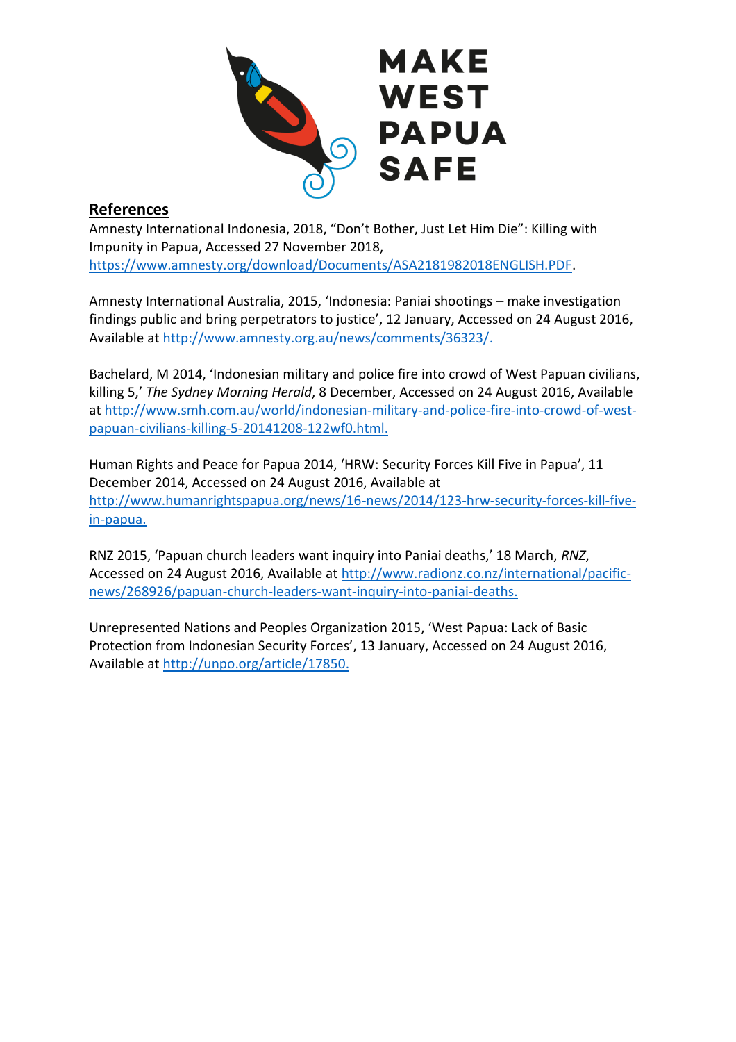MAKE WEST PAPUA SAFE

## References

Amnesty International Indonesia, 2018, "Don't Bother, Just Let Him Die": Killing with Impunity in Papua, Accessed 27 November 2018, https://www.amnesty.org/download/Documents/ASA2181982018ENGLISH.PDF.

Amnesty International Australia, 2015, 'Indonesia: Paniai shootings – make investigation findings public and bring perpetrators to justice', 12 January, Accessed on 24 August 2016, Available at http://www.amnesty.org.au/news/comments/36323/.

Bachelard, M 2014, 'Indonesian military and police fire into crowd of West Papuan civilians, killing 5,' *The Sydney Morning Herald*, 8 December, Accessed on 24 August 2016, Available at http://www.smh.com.au/world/indonesian-military-and-police-fire-into-crowd-of-west-papuan-civilians-killing-5-20141208-122wf0.html.

Human Rights and Peace for Papua 2014, 'HRW: Security Forces Kill Five in Papua', 11 December 2014, Accessed on 24 August 2016, Available at http://www.humanrightspapua.org/news/16-news/2014/123-hrw-security-forces-kill-five-in-papua.

RNZ 2015, 'Papuan church leaders want inquiry into Paniai deaths,' 18 March, *RNZ*, Accessed on 24 August 2016, Available at http://www.radionz.co.nz/international/pacific-news/268926/papuan-church-leaders-want-inquiry-into-paniai-deaths.

Unrepresented Nations and Peoples Organization 2015, 'West Papua: Lack of Basic Protection from Indonesian Security Forces', 13 January, Accessed on 24 August 2016, Available at http://unpo.org/article/17850.